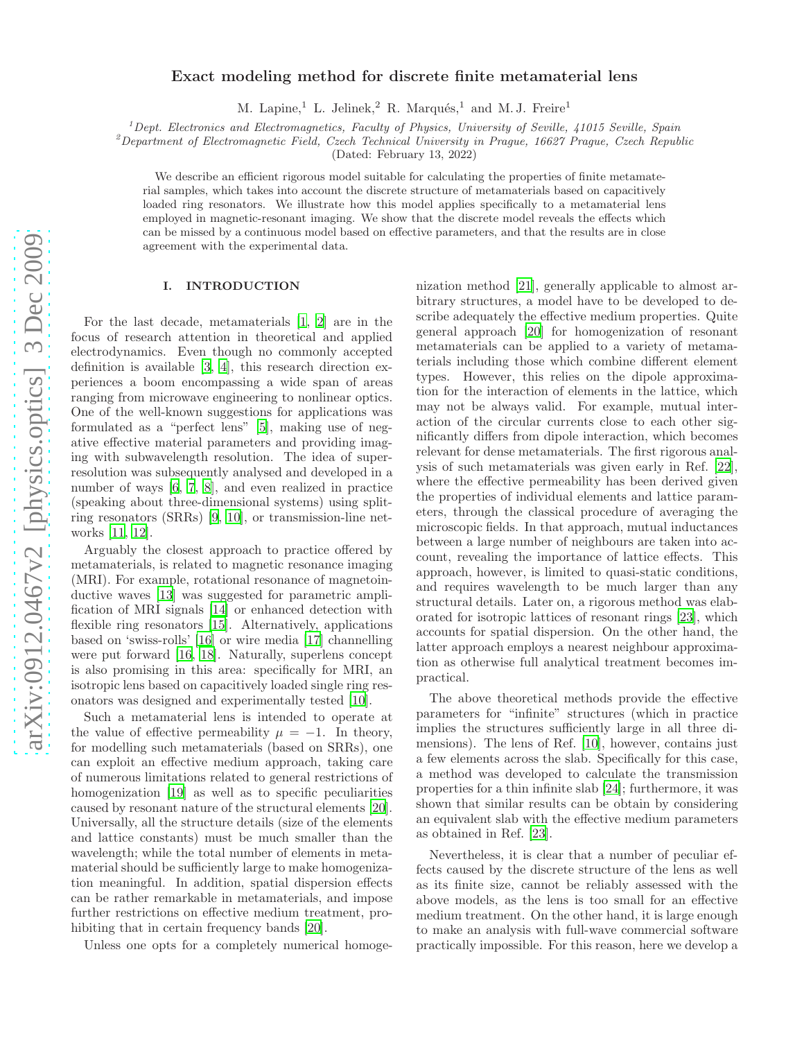# Exact modeling method for discrete finite metamaterial lens

M. Lapine,[1] L. Jelinek,[2] R. Marqués,[1] and M. J. Freire[1]

[1] *Dept. Electronics and Electromagnetics, Faculty of Physics, University of Seville, 41015 Seville, Spain*

[2] *Department of Electromagnetic Field, Czech Technical University in Prague, 16627 Prague, Czech Republic*

(Dated: February 13, 2022)

We describe an efficient rigorous model suitable for calculating the properties of finite metamaterial samples, which takes into account the discrete structure of metamaterials based on capacitively loaded ring resonators. We illustrate how this model applies specifically to a metamaterial lens employed in magnetic-resonant imaging. We show that the discrete model reveals the effects which can be missed by a continuous model based on effective parameters, and that the results are in close agreement with the experimental data.

## I. INTRODUCTION

For the last decade, metamaterials [1, 2] are in the focus of research attention in theoretical and applied electrodynamics. Even though no commonly accepted definition is available [3, 4], this research direction experiences a boom encompassing a wide span of areas ranging from microwave engineering to nonlinear optics. One of the well-known suggestions for applications was formulated as a "perfect lens" [5], making use of negative effective material parameters and providing imaging with subwavelength resolution. The idea of superresolution was subsequently analysed and developed in a number of ways [6, 7, 8], and even realized in practice (speaking about three-dimensional systems) using split-ring resonators (SRRs) [9, 10], or transmission-line networks [11, 12].

Arguably the closest approach to practice offered by metamaterials, is related to magnetic resonance imaging (MRI). For example, rotational resonance of magnetoinductive waves [13] was suggested for parametric amplification of MRI signals [14] or enhanced detection with flexible ring resonators [15]. Alternatively, applications based on 'swiss-rolls' [16] or wire media [17] channelling were put forward [16, 18]. Naturally, superlens concept is also promising in this area: specifically for MRI, an isotropic lens based on capacitively loaded single ring resonators was designed and experimentally tested [10].

Such a metamaterial lens is intended to operate at the value of effective permeability $\mu = -1$. In theory, for modelling such metamaterials (based on SRRs), one can exploit an effective medium approach, taking care of numerous limitations related to general restrictions of homogenization [19] as well as to specific peculiarities caused by resonant nature of the structural elements [20]. Universally, all the structure details (size of the elements and lattice constants) must be much smaller than the wavelength; while the total number of elements in metamaterial should be sufficiently large to make homogenization meaningful. In addition, spatial dispersion effects can be rather remarkable in metamaterials, and impose further restrictions on effective medium treatment, prohibiting that in certain frequency bands [20].

Unless one opts for a completely numerical homogenization method [21], generally applicable to almost arbitrary structures, a model have to be developed to describe adequately the effective medium properties. Quite general approach [20] for homogenization of resonant metamaterials can be applied to a variety of metamaterials including those which combine different element types. However, this relies on the dipole approximation for the interaction of elements in the lattice, which may not be always valid. For example, mutual interaction of the circular currents close to each other significantly differs from dipole interaction, which becomes relevant for dense metamaterials. The first rigorous analysis of such metamaterials was given early in Ref. [22], where the effective permeability has been derived given the properties of individual elements and lattice parameters, through the classical procedure of averaging the microscopic fields. In that approach, mutual inductances between a large number of neighbours are taken into account, revealing the importance of lattice effects. This approach, however, is limited to quasi-static conditions, and requires wavelength to be much larger than any structural details. Later on, a rigorous method was elaborated for isotropic lattices of resonant rings [23], which accounts for spatial dispersion. On the other hand, the latter approach employs a nearest neighbour approximation as otherwise full analytical treatment becomes impractical.

The above theoretical methods provide the effective parameters for "infinite" structures (which in practice implies the structures sufficiently large in all three dimensions). The lens of Ref. [10], however, contains just a few elements across the slab. Specifically for this case, a method was developed to calculate the transmission properties for a thin infinite slab [24]; furthermore, it was shown that similar results can be obtain by considering an equivalent slab with the effective medium parameters as obtained in Ref. [23].

Nevertheless, it is clear that a number of peculiar effects caused by the discrete structure of the lens as well as its finite size, cannot be reliably assessed with the above models, as the lens is too small for an effective medium treatment. On the other hand, it is large enough to make an analysis with full-wave commercial software practically impossible. For this reason, here we develop a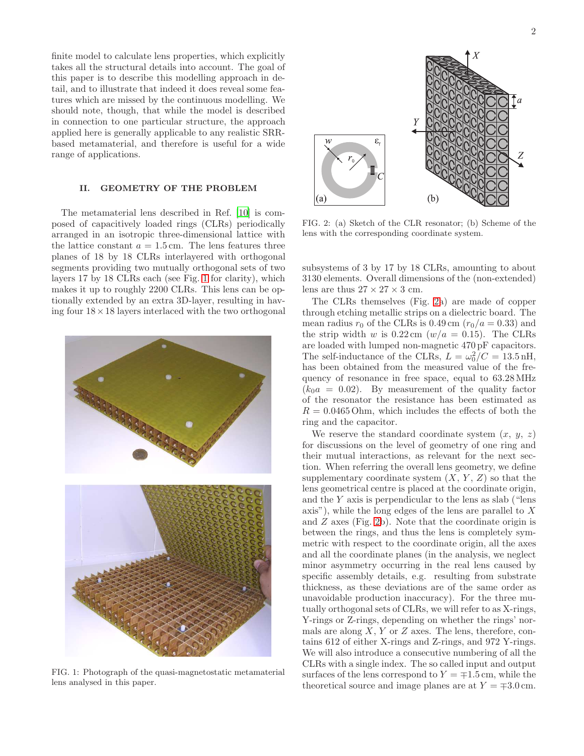finite model to calculate lens properties, which explicitly takes all the structural details into account. The goal of this paper is to describe this modelling approach in detail, and to illustrate that indeed it does reveal some features which are missed by the continuous modelling. We should note, though, that while the model is described in connection to one particular structure, the approach applied here is generally applicable to any realistic SRR-based metamaterial, and therefore is useful for a wide range of applications.

## II. GEOMETRY OF THE PROBLEM

The metamaterial lens described in Ref. [10] is composed of capacitively loaded rings (CLRs) periodically arranged in an isotropic three-dimensional lattice with the lattice constant $a = 1.5\,\mathrm{cm}$. The lens features three planes of 18 by 18 CLRs interlayered with orthogonal segments providing two mutually orthogonal sets of two layers 17 by 18 CLRs each (see Fig. 1 for clarity), which makes it up to roughly 2200 CLRs. This lens can be optionally extended by an extra 3D-layer, resulting in having four $18 \times 18$ layers interlaced with the two orthogonal subsystems of 3 by 17 by 18 CLRs, amounting to about 3130 elements. Overall dimensions of the (non-extended) lens are thus $27 \times 27 \times 3$ cm.

FIG. 1: Photograph of the quasi-magnetostatic metamaterial lens analysed in this paper.

FIG. 2: (a) Sketch of the CLR resonator; (b) Scheme of the lens with the corresponding coordinate system.

The CLRs themselves (Fig. 2a) are made of copper through etching metallic strips on a dielectric board. The mean radius $r_0$ of the CLRs is 0.49 cm ($r_0/a = 0.33$) and the strip width $w$ is 0.22 cm ($w/a = 0.15$). The CLRs are loaded with lumped non-magnetic 470 pF capacitors. The self-inductance of the CLRs, $L = \omega_0^2/C = 13.5\,\mathrm{nH}$, has been obtained from the measured value of the frequency of resonance in free space, equal to 63.28 MHz ($k_0 a = 0.02$). By measurement of the quality factor of the resonator the resistance has been estimated as $R = 0.0465\,\mathrm{Ohm}$, which includes the effects of both the ring and the capacitor.

We reserve the standard coordinate system ($x$, $y$, $z$) for discussions on the level of geometry of one ring and their mutual interactions, as relevant for the next section. When referring the overall lens geometry, we define supplementary coordinate system ($X$, $Y$, $Z$) so that the lens geometrical centre is placed at the coordinate origin, and the $Y$ axis is perpendicular to the lens as slab ("lens axis"), while the long edges of the lens are parallel to $X$ and $Z$ axes (Fig. 2b). Note that the coordinate origin is between the rings, and thus the lens is completely symmetric with respect to the coordinate origin, all the axes and all the coordinate planes (in the analysis, we neglect minor asymmetry occurring in the real lens caused by specific assembly details, e.g. resulting from substrate thickness, as these deviations are of the same order as unavoidable production inaccuracy). For the three mutually orthogonal sets of CLRs, we will refer to as X-rings, Y-rings or Z-rings, depending on whether the rings' normals are along $X$, $Y$ or $Z$ axes. The lens, therefore, contains 612 of either X-rings and Z-rings, and 972 Y-rings. We will also introduce a consecutive numbering of all the CLRs with a single index. The so called input and output surfaces of the lens correspond to $Y = \mp 1.5\,\mathrm{cm}$, while the theoretical source and image planes are at $Y = \mp 3.0\,\mathrm{cm}$.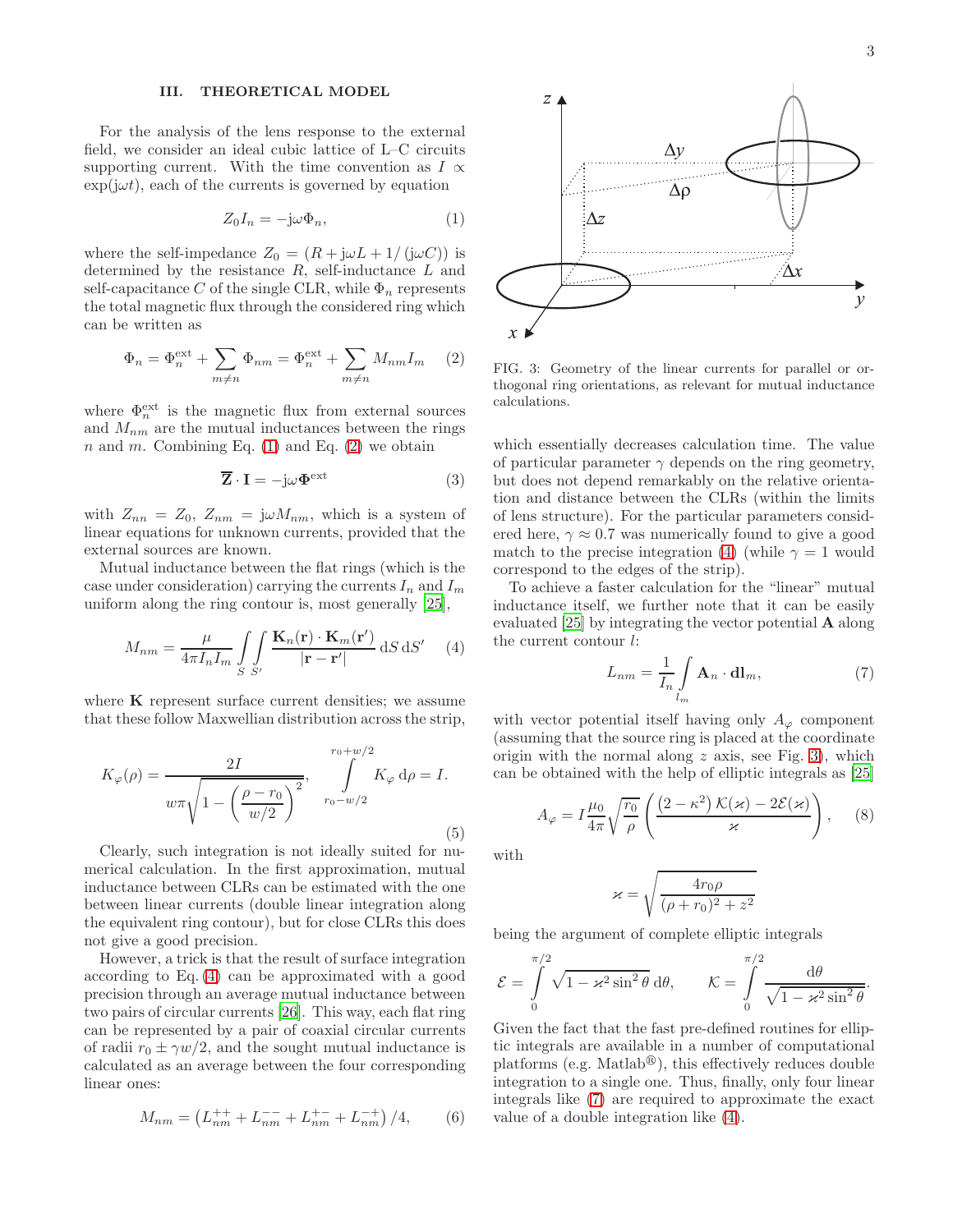## III. THEORETICAL MODEL

For the analysis of the lens response to the external field, we consider an ideal cubic lattice of L–C circuits supporting current. With the time convention as $I \propto \exp(\mathrm{j}\omega t)$, each of the currents is governed by equation

$$Z_0 I_n = -\mathrm{j}\omega \Phi_n, \tag{1}$$

where the self-impedance $Z_0 = (R + \mathrm{j}\omega L + 1/(\mathrm{j}\omega C))$ is determined by the resistance $R$, self-inductance $L$ and self-capacitance $C$ of the single CLR, while $\Phi_n$ represents the total magnetic flux through the considered ring which can be written as

$$\Phi_n = \Phi_n^{\mathrm{ext}} + \sum_{m \neq n} \Phi_{nm} = \Phi_n^{\mathrm{ext}} + \sum_{m \neq n} M_{nm} I_m \tag{2}$$

where $\Phi_n^{\mathrm{ext}}$ is the magnetic flux from external sources and $M_{nm}$ are the mutual inductances between the rings $n$ and $m$. Combining Eq. (1) and Eq. (2) we obtain

$$\overline{\mathbf{Z}} \cdot \mathbf{I} = -\mathrm{j}\omega \mathbf{\Phi}^{\mathrm{ext}} \tag{3}$$

with $Z_{nn} = Z_0$, $Z_{nm} = \mathrm{j}\omega M_{nm}$, which is a system of linear equations for unknown currents, provided that the external sources are known.

Mutual inductance between the flat rings (which is the case under consideration) carrying the currents $I_n$ and $I_m$ uniform along the ring contour is, most generally [25],

$$M_{nm} = \frac{\mu}{4\pi I_n I_m} \int\limits_S \int\limits_{S'} \frac{\mathbf{K}_n(\mathbf{r}) \cdot \mathbf{K}_m(\mathbf{r}')}{|\mathbf{r} - \mathbf{r}'|} \, \mathrm{d}S \, \mathrm{d}S' \tag{4}$$

where $\mathbf{K}$ represent surface current densities; we assume that these follow Maxwellian distribution across the strip,

$$K_\varphi(\rho) = \frac{2I}{w\pi \sqrt{1 - \left(\dfrac{\rho - r_0}{w/2}\right)^2}}, \qquad \int\limits_{r_0 - w/2}^{r_0 + w/2} K_\varphi \, \mathrm{d}\rho = I. \tag{5}$$

Clearly, such integration is not ideally suited for numerical calculation. In the first approximation, mutual inductance between CLRs can be estimated with the one between linear currents (double linear integration along the equivalent ring contour), but for close CLRs this does not give a good precision.

However, a trick is that the result of surface integration according to Eq. (4) can be approximated with a good precision through an average mutual inductance between two pairs of circular currents [26]. This way, each flat ring can be represented by a pair of coaxial circular currents of radii $r_0 \pm \gamma w/2$, and the sought mutual inductance is calculated as an average between the four corresponding linear ones:

$$M_{nm} = \left(L_{nm}^{++} + L_{nm}^{--} + L_{nm}^{+-} + L_{nm}^{-+}\right)/4, \tag{6}$$

FIG. 3: Geometry of the linear currents for parallel or orthogonal ring orientations, as relevant for mutual inductance calculations.

which essentially decreases calculation time. The value of particular parameter $\gamma$ depends on the ring geometry, but does not depend remarkably on the relative orientation and distance between the CLRs (within the limits of lens structure). For the particular parameters considered here, $\gamma \approx 0.7$ was numerically found to give a good match to the precise integration (4) (while $\gamma = 1$ would correspond to the edges of the strip).

To achieve a faster calculation for the "linear" mutual inductance itself, we further note that it can be easily evaluated [25] by integrating the vector potential $\mathbf{A}$ along the current contour $l$:

$$L_{nm} = \frac{1}{I_n} \int\limits_{l_m} \mathbf{A}_n \cdot \mathbf{dl}_m, \tag{7}$$

with vector potential itself having only $A_\varphi$ component (assuming that the source ring is placed at the coordinate origin with the normal along $z$ axis, see Fig. 3), which can be obtained with the help of elliptic integrals as [25]

$$A_\varphi = I \frac{\mu_0}{4\pi} \sqrt{\frac{r_0}{\rho}} \left( \frac{\left(2 - \kappa^2\right) \mathcal{K}(\varkappa) - 2\mathcal{E}(\varkappa)}{\varkappa} \right), \tag{8}$$

with

$$\varkappa = \sqrt{\frac{4 r_0 \rho}{(\rho + r_0)^2 + z^2}}$$

being the argument of complete elliptic integrals

$$\mathcal{E} = \int\limits_0^{\pi/2} \sqrt{1 - \varkappa^2 \sin^2\theta} \, \mathrm{d}\theta, \qquad \mathcal{K} = \int\limits_0^{\pi/2} \frac{\mathrm{d}\theta}{\sqrt{1 - \varkappa^2 \sin^2\theta}}.$$

Given the fact that the fast pre-defined routines for elliptic integrals are available in a number of computational platforms (e.g. Matlab®), this effectively reduces double integration to a single one. Thus, finally, only four linear integrals like (7) are required to approximate the exact value of a double integration like (4).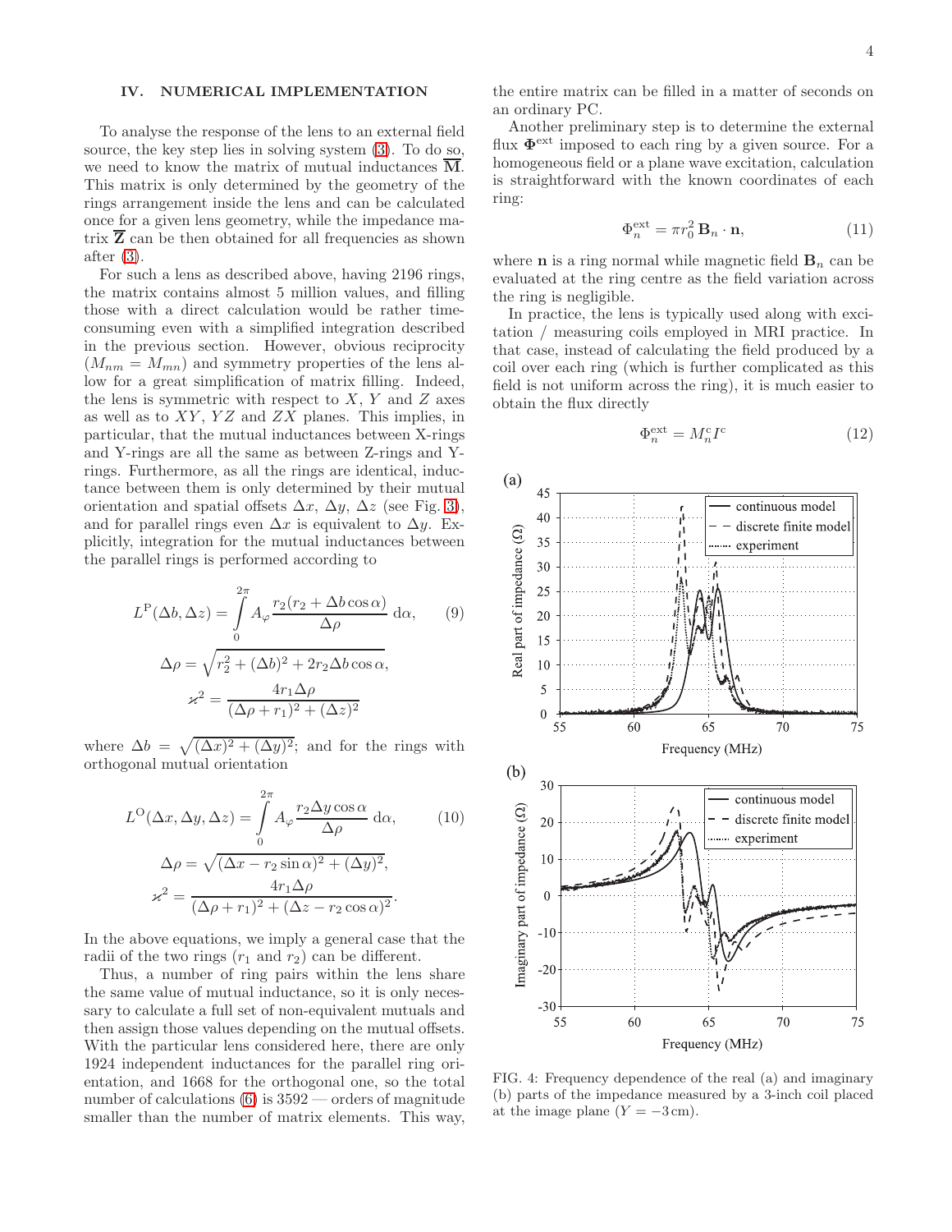## IV. NUMERICAL IMPLEMENTATION

To analyse the response of the lens to an external field source, the key step lies in solving system (3). To do so, we need to know the matrix of mutual inductances $\overline{\overline{\mathbf{M}}}$. This matrix is only determined by the geometry of the rings arrangement inside the lens and can be calculated once for a given lens geometry, while the impedance matrix $\overline{\overline{\mathbf{Z}}}$ can be then obtained for all frequencies as shown after (3).

For such a lens as described above, having 2196 rings, the matrix contains almost 5 million values, and filling those with a direct calculation would be rather time-consuming even with a simplified integration described in the previous section. However, obvious reciprocity ($M_{nm} = M_{mn}$) and symmetry properties of the lens allow for a great simplification of matrix filling. Indeed, the lens is symmetric with respect to $X$, $Y$ and $Z$ axes as well as to $XY$, $YZ$ and $ZX$ planes. This implies, in particular, that the mutual inductances between X-rings and Y-rings are all the same as between Z-rings and Y-rings. Furthermore, as all the rings are identical, inductance between them is only determined by their mutual orientation and spatial offsets $\Delta x$, $\Delta y$, $\Delta z$ (see Fig. 3), and for parallel rings even $\Delta x$ is equivalent to $\Delta y$. Explicitly, integration for the mutual inductances between the parallel rings is performed according to

$$L^{\mathrm{P}}(\Delta b, \Delta z) = \int_0^{2\pi} A_\varphi \frac{r_2(r_2 + \Delta b \cos\alpha)}{\Delta\rho}\, \mathrm{d}\alpha, \tag{9}$$

$$\Delta\rho = \sqrt{r_2^2 + (\Delta b)^2 + 2 r_2 \Delta b \cos\alpha},$$

$$\varkappa^2 = \frac{4 r_1 \Delta\rho}{(\Delta\rho + r_1)^2 + (\Delta z)^2}$$

where $\Delta b = \sqrt{(\Delta x)^2 + (\Delta y)^2}$; and for the rings with orthogonal mutual orientation

$$L^{\mathrm{O}}(\Delta x, \Delta y, \Delta z) = \int_0^{2\pi} A_\varphi \frac{r_2 \Delta y \cos\alpha}{\Delta\rho}\, \mathrm{d}\alpha, \tag{10}$$

$$\Delta\rho = \sqrt{(\Delta x - r_2 \sin\alpha)^2 + (\Delta y)^2},$$

$$\varkappa^2 = \frac{4 r_1 \Delta\rho}{(\Delta\rho + r_1)^2 + (\Delta z - r_2\cos\alpha)^2}.$$

In the above equations, we imply a general case that the radii of the two rings ($r_1$ and $r_2$) can be different.

Thus, a number of ring pairs within the lens share the same value of mutual inductance, so it is only necessary to calculate a full set of non-equivalent mutuals and then assign those values depending on the mutual offsets. With the particular lens considered here, there are only 1924 independent inductances for the parallel ring orientation, and 1668 for the orthogonal one, so the total number of calculations (6) is 3592 — orders of magnitude smaller than the number of matrix elements. This way, the entire matrix can be filled in a matter of seconds on an ordinary PC.

Another preliminary step is to determine the external flux $\mathbf{\Phi}^{\mathrm{ext}}$ imposed to each ring by a given source. For a homogeneous field or a plane wave excitation, calculation is straightforward with the known coordinates of each ring:

$$\Phi_n^{\mathrm{ext}} = \pi r_0^2\, \mathbf{B}_n \cdot \mathbf{n}, \tag{11}$$

where $\mathbf{n}$ is a ring normal while magnetic field $\mathbf{B}_n$ can be evaluated at the ring centre as the field variation across the ring is negligible.

In practice, the lens is typically used along with excitation / measuring coils employed in MRI practice. In that case, instead of calculating the field produced by a coil over each ring (which is further complicated as this field is not uniform across the ring), it is much easier to obtain the flux directly

$$\Phi_n^{\mathrm{ext}} = M_n^{\mathrm{c}} I^{\mathrm{c}} \tag{12}$$

FIG. 4: Frequency dependence of the real (a) and imaginary (b) parts of the impedance measured by a 3-inch coil placed at the image plane ($Y = -3\,\mathrm{cm}$).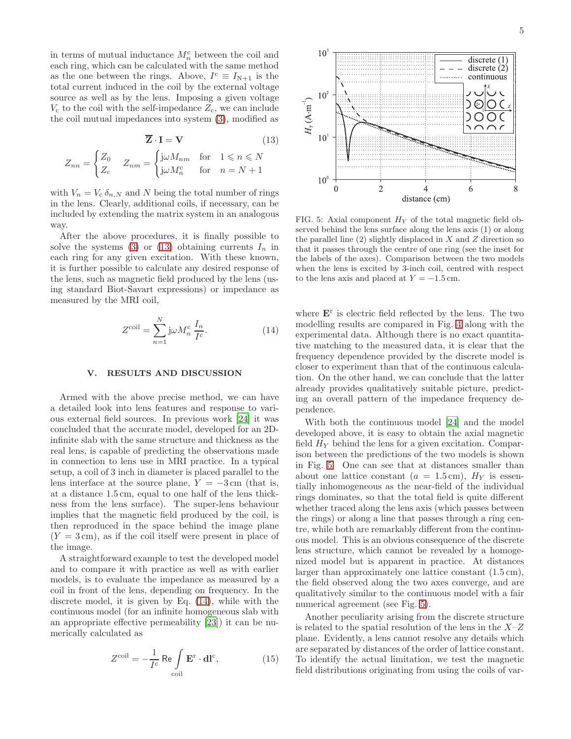in terms of mutual inductance $M_n^{\rm c}$ between the coil and each ring, which can be calculated with the same method as the one between the rings. Above, $I^{\rm c} \equiv I_{\rm N+1}$ is the total current induced in the coil by the external voltage source as well as by the lens. Imposing a given voltage $V_{\rm c}$ to the coil with the self-impedance $Z_{\rm c}$, we can include the coil mutual impedances into system (3), modified as

$$\overline{\mathbf{Z}} \cdot \mathbf{I} = \mathbf{V} \tag{13}$$

$$Z_{nn} = \begin{cases} Z_0 \\ Z_{\rm c} \end{cases} \quad Z_{nm} = \begin{cases} {\rm j}\omega M_{nm} & \text{for} \quad 1 \leqslant n \leqslant N \\ {\rm j}\omega M_n^{\rm c} & \text{for} \quad n = N+1 \end{cases}$$

with $V_n = V_{\rm c}\,\delta_{n,N}$ and $N$ being the total number of rings in the lens. Clearly, additional coils, if necessary, can be included by extending the matrix system in an analogous way.

After the above procedures, it is finally possible to solve the systems (3) or (13) obtaining currents $I_n$ in each ring for any given excitation. With these known, it is further possible to calculate any desired response of the lens, such as magnetic field produced by the lens (using standard Biot-Savart expressions) or impedance as measured by the MRI coil,

$$Z^{\rm coil} = \sum_{n=1}^{N} {\rm j}\omega M_n^{\rm c}\, \frac{I_n}{I^{\rm c}}. \tag{14}$$

## V. RESULTS AND DISCUSSION

Armed with the above precise method, we can have a detailed look into lens features and response to various external field sources. In previous work [24] it was concluded that the accurate model, developed for an 2D-infinite slab with the same structure and thickness as the real lens, is capable of predicting the observations made in connection to lens use in MRI practice. In a typical setup, a coil of 3 inch in diameter is placed parallel to the lens interface at the source plane, $Y = -3$ cm (that is, at a distance 1.5 cm, equal to one half of the lens thickness from the lens surface). The super-lens behaviour implies that the magnetic field produced by the coil, is then reproduced in the space behind the image plane ($Y = 3$ cm), as if the coil itself were present in place of the image.

A straightforward example to test the developed model and to compare it with practice as well as with earlier models, is to evaluate the impedance as measured by a coil in front of the lens, depending on frequency. In the discrete model, it is given by Eq. (14), while with the continuous model (for an infinite homogeneous slab with an appropriate effective permeability [23]) it can be numerically calculated as

$$Z^{\rm coil} = -\frac{1}{I^{\rm c}}\,{\rm Re}\int\limits_{\rm coil} \mathbf{E}^{\rm r}\cdot {\rm d}\mathbf{l}^{\rm c}, \tag{15}$$

where $\mathbf{E}^{\rm r}$ is electric field reflected by the lens. The two modelling results are compared in Fig. 4 along with the experimental data. Although there is no exact quantitative matching to the measured data, it is clear that the frequency dependence provided by the discrete model is closer to experiment than that of the continuous calculation. On the other hand, we can conclude that the latter already provides qualitatively suitable picture, predicting an overall pattern of the impedance frequency dependence.

FIG. 5: Axial component $H_Y$ of the total magnetic field observed behind the lens surface along the lens axis (1) or along the parallel line (2) slightly displaced in $X$ and $Z$ direction so that it passes through the centre of one ring (see the inset for the labels of the axes). Comparison between the two models when the lens is excited by 3-inch coil, centred with respect to the lens axis and placed at $Y = -1.5$ cm.

With both the continuous model [24] and the model developed above, it is easy to obtain the axial magnetic field $H_Y$ behind the lens for a given excitation. Comparison between the predictions of the two models is shown in Fig. 5. One can see that at distances smaller than about one lattice constant ($a = 1.5$ cm), $H_Y$ is essentially inhomogeneous as the near-field of the individual rings dominates, so that the total field is quite different whether traced along the lens axis (which passes between the rings) or along a line that passes through a ring centre, while both are remarkably different from the continuous model. This is an obvious consequence of the discrete lens structure, which cannot be revealed by a homogenized model but is apparent in practice. At distances larger than approximately one lattice constant (1.5 cm), the field observed along the two axes converge, and are qualitatively similar to the continuous model with a fair numerical agreement (see Fig. 5).

Another peculiarity arising from the discrete structure is related to the spatial resolution of the lens in the $X$–$Z$ plane. Evidently, a lens cannot resolve any details which are separated by distances of the order of lattice constant. To identify the actual limitation, we test the magnetic field distributions originating from using the coils of var-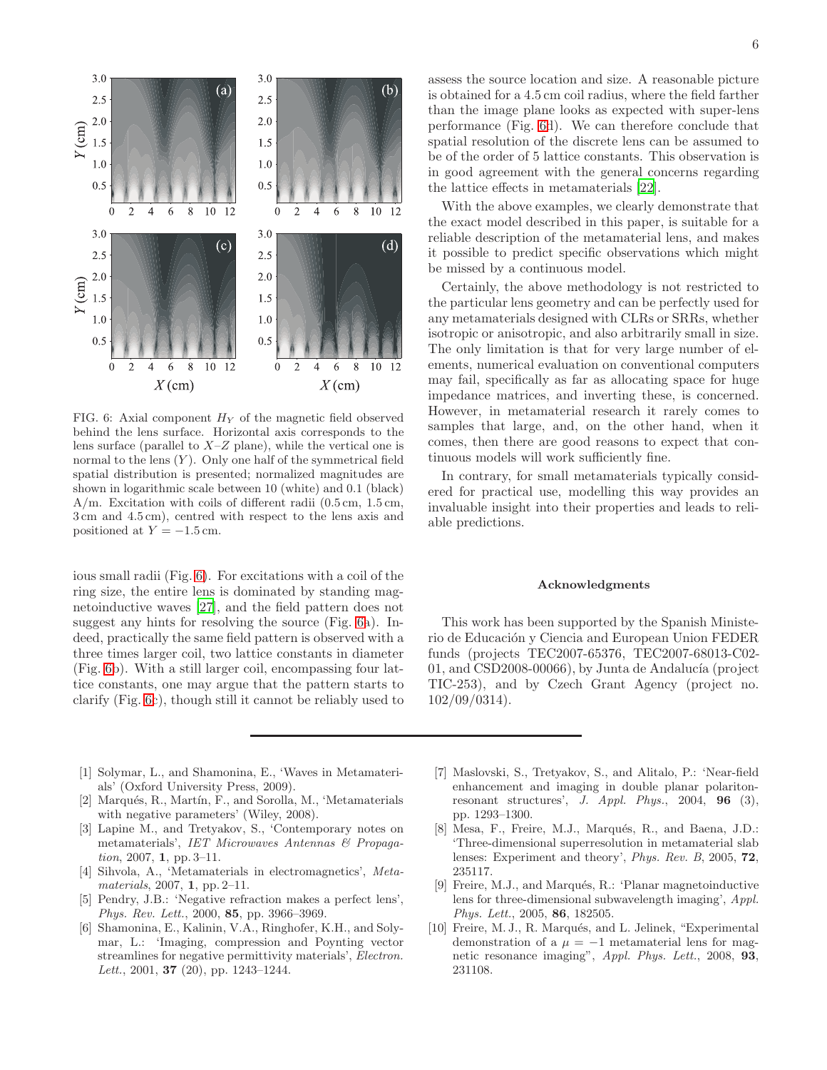FIG. 6: Axial component $H_Y$ of the magnetic field observed behind the lens surface. Horizontal axis corresponds to the lens surface (parallel to $X$–$Z$ plane), while the vertical one is normal to the lens ($Y$). Only one half of the symmetrical field spatial distribution is presented; normalized magnitudes are shown in logarithmic scale between 10 (white) and 0.1 (black) A/m. Excitation with coils of different radii (0.5 cm, 1.5 cm, 3 cm and 4.5 cm), centred with respect to the lens axis and positioned at $Y = -1.5$ cm.

ious small radii (Fig. 6). For excitations with a coil of the ring size, the entire lens is dominated by standing magnetoinductive waves [27], and the field pattern does not suggest any hints for resolving the source (Fig. 6a). Indeed, practically the same field pattern is observed with a three times larger coil, two lattice constants in diameter (Fig. 6b). With a still larger coil, encompassing four lattice constants, one may argue that the pattern starts to clarify (Fig. 6c), though still it cannot be reliably used to assess the source location and size. A reasonable picture is obtained for a 4.5 cm coil radius, where the field farther than the image plane looks as expected with super-lens performance (Fig. 6d). We can therefore conclude that spatial resolution of the discrete lens can be assumed to be of the order of 5 lattice constants. This observation is in good agreement with the general concerns regarding the lattice effects in metamaterials [22].

With the above examples, we clearly demonstrate that the exact model described in this paper, is suitable for a reliable description of the metamaterial lens, and makes it possible to predict specific observations which might be missed by a continuous model.

Certainly, the above methodology is not restricted to the particular lens geometry and can be perfectly used for any metamaterials designed with CLRs or SRRs, whether isotropic or anisotropic, and also arbitrarily small in size. The only limitation is that for very large number of elements, numerical evaluation on conventional computers may fail, specifically as far as allocating space for huge impedance matrices, and inverting these, is concerned. However, in metamaterial research it rarely comes to samples that large, and, on the other hand, when it comes, then there are good reasons to expect that continuous models will work sufficiently fine.

In contrary, for small metamaterials typically considered for practical use, modelling this way provides an invaluable insight into their properties and leads to reliable predictions.

### Acknowledgments

This work has been supported by the Spanish Ministerio de Educación y Ciencia and European Union FEDER funds (projects TEC2007-65376, TEC2007-68013-C02-01, and CSD2008-00066), by Junta de Andalucía (project TIC-253), and by Czech Grant Agency (project no. 102/09/0314).

---

[1] Solymar, L., and Shamonina, E., 'Waves in Metamaterials' (Oxford University Press, 2009).

[2] Marqués, R., Martín, F., and Sorolla, M., 'Metamaterials with negative parameters' (Wiley, 2008).

[3] Lapine M., and Tretyakov, S., 'Contemporary notes on metamaterials', *IET Microwaves Antennas & Propagation*, 2007, **1**, pp. 3–11.

[4] Sihvola, A., 'Metamaterials in electromagnetics', *Metamaterials*, 2007, **1**, pp. 2–11.

[5] Pendry, J.B.: 'Negative refraction makes a perfect lens', *Phys. Rev. Lett.*, 2000, **85**, pp. 3966–3969.

[6] Shamonina, E., Kalinin, V.A., Ringhofer, K.H., and Solymar, L.: 'Imaging, compression and Poynting vector streamlines for negative permittivity materials', *Electron. Lett.*, 2001, **37** (20), pp. 1243–1244.

[7] Maslovski, S., Tretyakov, S., and Alitalo, P.: 'Near-field enhancement and imaging in double planar polariton-resonant structures', *J. Appl. Phys.*, 2004, **96** (3), pp. 1293–1300.

[8] Mesa, F., Freire, M.J., Marqués, R., and Baena, J.D.: 'Three-dimensional superresolution in metamaterial slab lenses: Experiment and theory', *Phys. Rev. B*, 2005, **72**, 235117.

[9] Freire, M.J., and Marqués, R.: 'Planar magnetoinductive lens for three-dimensional subwavelength imaging', *Appl. Phys. Lett.*, 2005, **86**, 182505.

[10] Freire, M. J., R. Marqués, and L. Jelinek, "Experimental demonstration of a $\mu = -1$ metamaterial lens for magnetic resonance imaging", *Appl. Phys. Lett.*, 2008, **93**, 231108.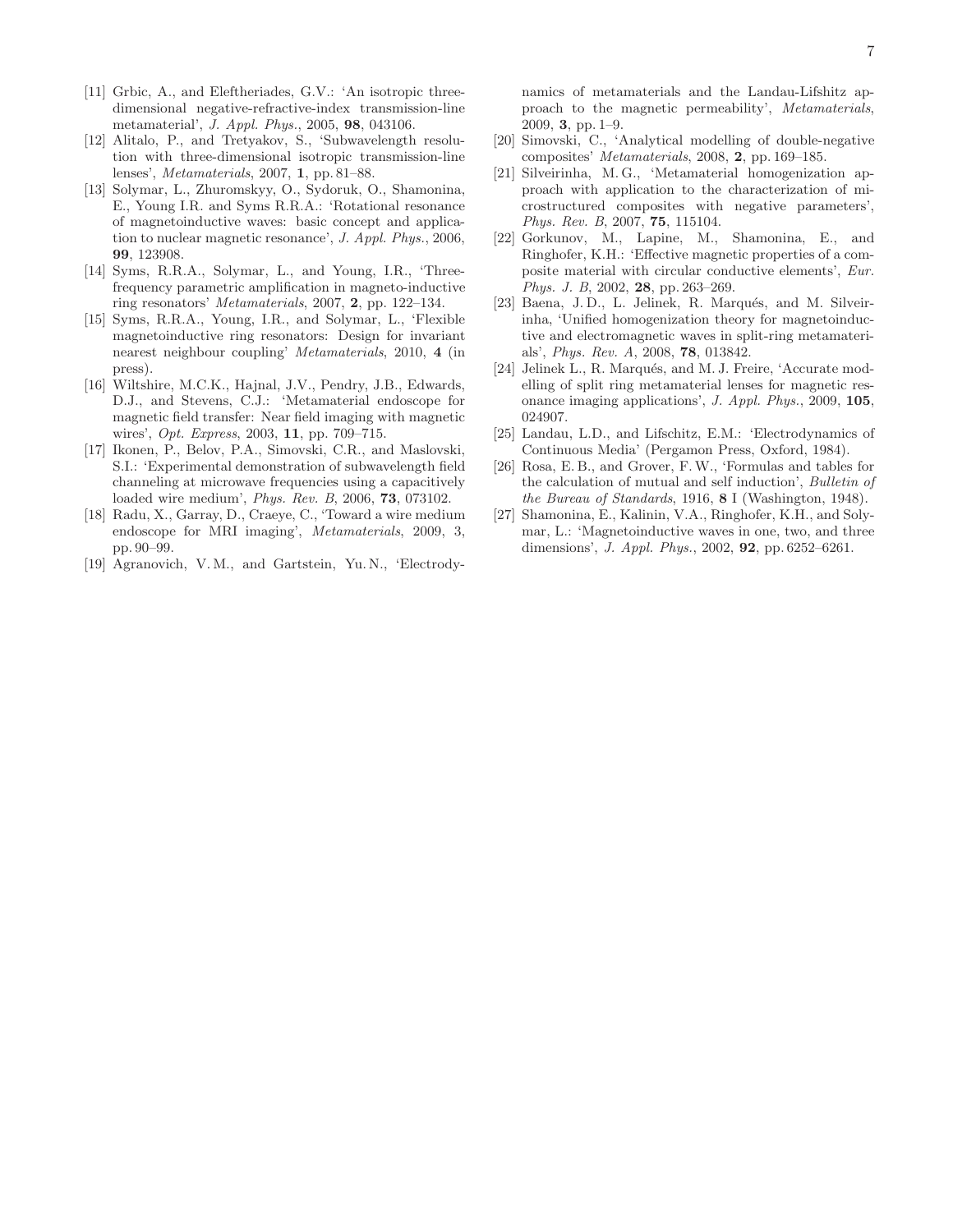[11] Grbic, A., and Eleftheriades, G.V.: 'An isotropic three-dimensional negative-refractive-index transmission-line metamaterial', *J. Appl. Phys.*, 2005, **98**, 043106.

[12] Alitalo, P., and Tretyakov, S., 'Subwavelength resolution with three-dimensional isotropic transmission-line lenses', *Metamaterials*, 2007, **1**, pp. 81–88.

[13] Solymar, L., Zhuromskyy, O., Sydoruk, O., Shamonina, E., Young I.R. and Syms R.R.A.: 'Rotational resonance of magnetoinductive waves: basic concept and application to nuclear magnetic resonance', *J. Appl. Phys.*, 2006, **99**, 123908.

[14] Syms, R.R.A., Solymar, L., and Young, I.R., 'Three-frequency parametric amplification in magneto-inductive ring resonators' *Metamaterials*, 2007, **2**, pp. 122–134.

[15] Syms, R.R.A., Young, I.R., and Solymar, L., 'Flexible magnetoinductive ring resonators: Design for invariant nearest neighbour coupling' *Metamaterials*, 2010, **4** (in press).

[16] Wiltshire, M.C.K., Hajnal, J.V., Pendry, J.B., Edwards, D.J., and Stevens, C.J.: 'Metamaterial endoscope for magnetic field transfer: Near field imaging with magnetic wires', *Opt. Express*, 2003, **11**, pp. 709–715.

[17] Ikonen, P., Belov, P.A., Simovski, C.R., and Maslovski, S.I.: 'Experimental demonstration of subwavelength field channeling at microwave frequencies using a capacitively loaded wire medium', *Phys. Rev. B*, 2006, **73**, 073102.

[18] Radu, X., Garray, D., Craeye, C., 'Toward a wire medium endoscope for MRI imaging', *Metamaterials*, 2009, 3, pp. 90–99.

[19] Agranovich, V. M., and Gartstein, Yu. N., 'Electrodynamics of metamaterials and the Landau-Lifshitz approach to the magnetic permeability', *Metamaterials*, 2009, **3**, pp. 1–9.

[20] Simovski, C., 'Analytical modelling of double-negative composites' *Metamaterials*, 2008, **2**, pp. 169–185.

[21] Silveirinha, M. G., 'Metamaterial homogenization approach with application to the characterization of microstructured composites with negative parameters', *Phys. Rev. B*, 2007, **75**, 115104.

[22] Gorkunov, M., Lapine, M., Shamonina, E., and Ringhofer, K.H.: 'Effective magnetic properties of a composite material with circular conductive elements', *Eur. Phys. J. B*, 2002, **28**, pp. 263–269.

[23] Baena, J. D., L. Jelinek, R. Marqués, and M. Silveirinha, 'Unified homogenization theory for magnetoinductive and electromagnetic waves in split-ring metamaterials', *Phys. Rev. A*, 2008, **78**, 013842.

[24] Jelinek L., R. Marqués, and M. J. Freire, 'Accurate modelling of split ring metamaterial lenses for magnetic resonance imaging applications', *J. Appl. Phys.*, 2009, **105**, 024907.

[25] Landau, L.D., and Lifschitz, E.M.: 'Electrodynamics of Continuous Media' (Pergamon Press, Oxford, 1984).

[26] Rosa, E. B., and Grover, F. W., 'Formulas and tables for the calculation of mutual and self induction', *Bulletin of the Bureau of Standards*, 1916, **8** I (Washington, 1948).

[27] Shamonina, E., Kalinin, V.A., Ringhofer, K.H., and Solymar, L.: 'Magnetoinductive waves in one, two, and three dimensions', *J. Appl. Phys.*, 2002, **92**, pp. 6252–6261.